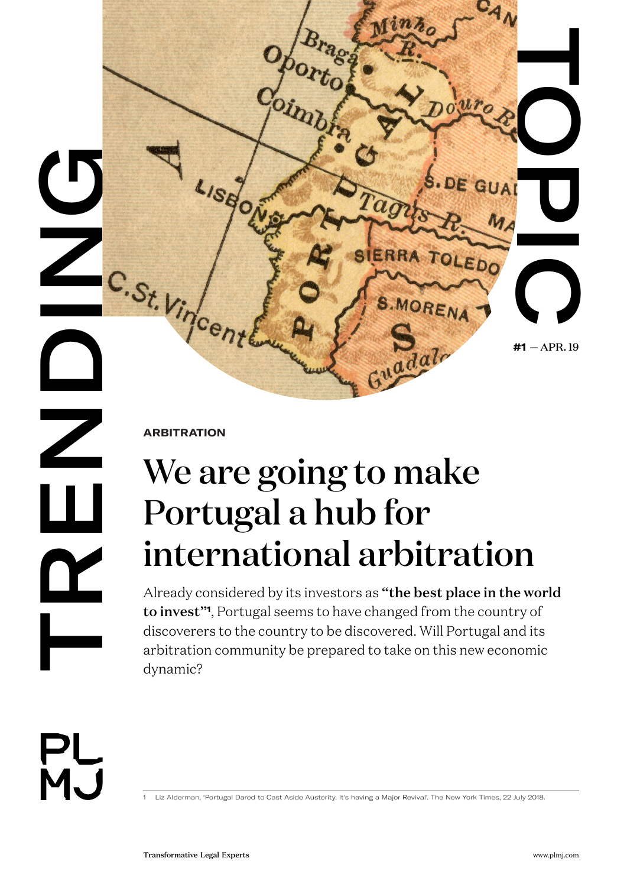TRENDING TOPIC

**#1** — APR. 19

**ARBITRATION**

# We are going to make Portugal a hub for international arbitration

Already considered by its investors as **"the best place in the world to invest"**[1], Portugal seems to have changed from the country of discoverers to the country to be discovered. Will Portugal and its arbitration community be prepared to take on this new economic dynamic?

1 Liz Alderman, 'Portugal Dared to Cast Aside Austerity. It's having a Major Revival'. The New York Times, 22 July 2018.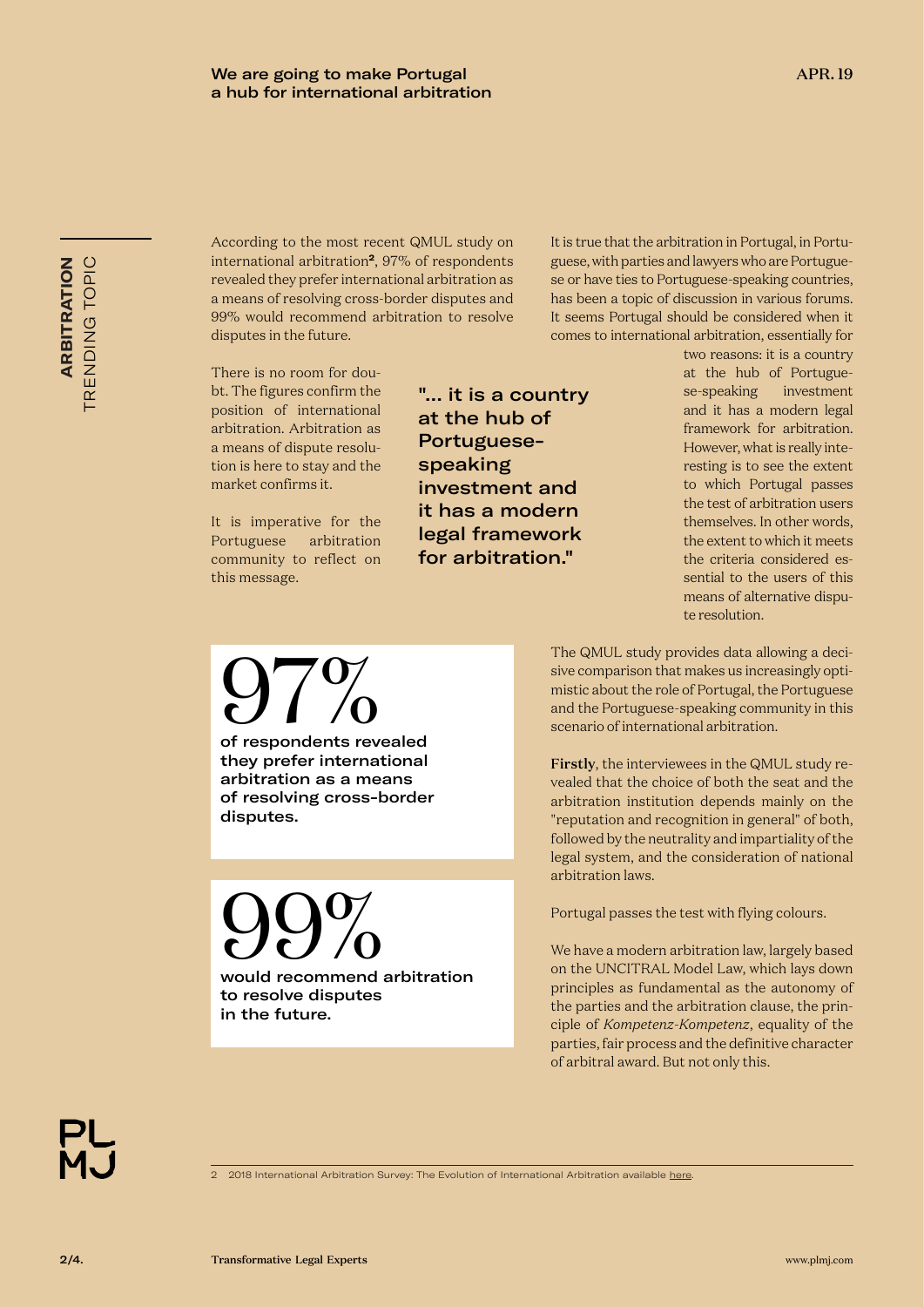According to the most recent QMUL study on international arbitration[2], 97% of respondents revealed they prefer international arbitration as a means of resolving cross-border disputes and 99% would recommend arbitration to resolve disputes in the future.

There is no room for doubt. The figures confirm the position of international arbitration. Arbitration as a means of dispute resolution is here to stay and the market confirms it.

It is imperative for the Portuguese arbitration community to reflect on this message.

**"... it is a country at the hub of Portuguese-speaking investment and it has a modern legal framework for arbitration."**

It is true that the arbitration in Portugal, in Portuguese, with parties and lawyers who are Portuguese or have ties to Portuguese-speaking countries, has been a topic of discussion in various forums. It seems Portugal should be considered when it comes to international arbitration, essentially for two reasons: it is a country at the hub of Portuguese-speaking investment and it has a modern legal framework for arbitration. However, what is really interesting is to see the extent to which Portugal passes the test of arbitration users themselves. In other words, the extent to which it meets the criteria considered essential to the users of this means of alternative dispute resolution.

**97%**

**of respondents revealed they prefer international arbitration as a means of resolving cross-border disputes.**

**99%**

**would recommend arbitration to resolve disputes in the future.**

The QMUL study provides data allowing a decisive comparison that makes us increasingly optimistic about the role of Portugal, the Portuguese and the Portuguese-speaking community in this scenario of international arbitration.

**Firstly**, the interviewees in the QMUL study revealed that the choice of both the seat and the arbitration institution depends mainly on the "reputation and recognition in general" of both, followed by the neutrality and impartiality of the legal system, and the consideration of national arbitration laws.

Portugal passes the test with flying colours.

We have a modern arbitration law, largely based on the UNCITRAL Model Law, which lays down principles as fundamental as the autonomy of the parties and the arbitration clause, the principle of *Kompetenz-Kompetenz*, equality of the parties, fair process and the definitive character of arbitral award. But not only this.

---

2 2018 International Arbitration Survey: The Evolution of International Arbitration available here.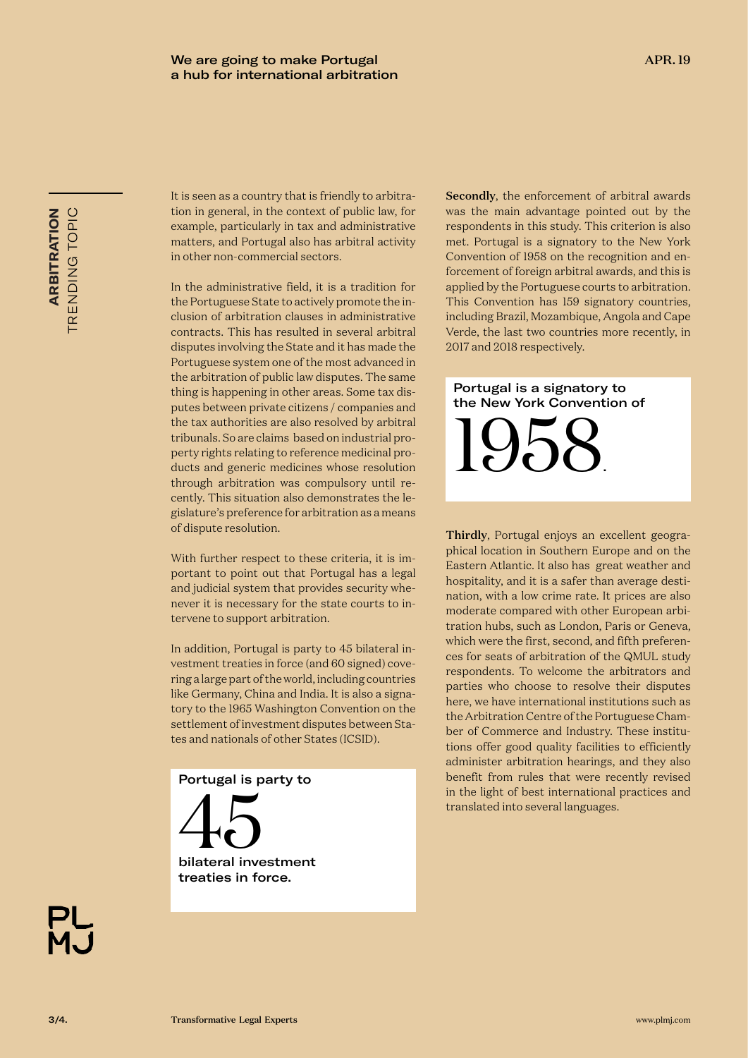It is seen as a country that is friendly to arbitration in general, in the context of public law, for example, particularly in tax and administrative matters, and Portugal also has arbitral activity in other non-commercial sectors.

In the administrative field, it is a tradition for the Portuguese State to actively promote the inclusion of arbitration clauses in administrative contracts. This has resulted in several arbitral disputes involving the State and it has made the Portuguese system one of the most advanced in the arbitration of public law disputes. The same thing is happening in other areas. Some tax disputes between private citizens / companies and the tax authorities are also resolved by arbitral tribunals. So are claims based on industrial property rights relating to reference medicinal products and generic medicines whose resolution through arbitration was compulsory until recently. This situation also demonstrates the legislature's preference for arbitration as a means of dispute resolution.

With further respect to these criteria, it is important to point out that Portugal has a legal and judicial system that provides security whenever it is necessary for the state courts to intervene to support arbitration.

In addition, Portugal is party to 45 bilateral investment treaties in force (and 60 signed) covering a large part of the world, including countries like Germany, China and India. It is also a signatory to the 1965 Washington Convention on the settlement of investment disputes between States and nationals of other States (ICSID).

> Portugal is party to
> **45**
> bilateral investment treaties in force.

**Secondly**, the enforcement of arbitral awards was the main advantage pointed out by the respondents in this study. This criterion is also met. Portugal is a signatory to the New York Convention of 1958 on the recognition and enforcement of foreign arbitral awards, and this is applied by the Portuguese courts to arbitration. This Convention has 159 signatory countries, including Brazil, Mozambique, Angola and Cape Verde, the last two countries more recently, in 2017 and 2018 respectively.

> Portugal is a signatory to the New York Convention of
> **1958**.

**Thirdly**, Portugal enjoys an excellent geographical location in Southern Europe and on the Eastern Atlantic. It also has great weather and hospitality, and it is a safer than average destination, with a low crime rate. It prices are also moderate compared with other European arbitration hubs, such as London, Paris or Geneva, which were the first, second, and fifth preferences for seats of arbitration of the QMUL study respondents. To welcome the arbitrators and parties who choose to resolve their disputes here, we have international institutions such as the Arbitration Centre of the Portuguese Chamber of Commerce and Industry. These institutions offer good quality facilities to efficiently administer arbitration hearings, and they also benefit from rules that were recently revised in the light of best international practices and translated into several languages.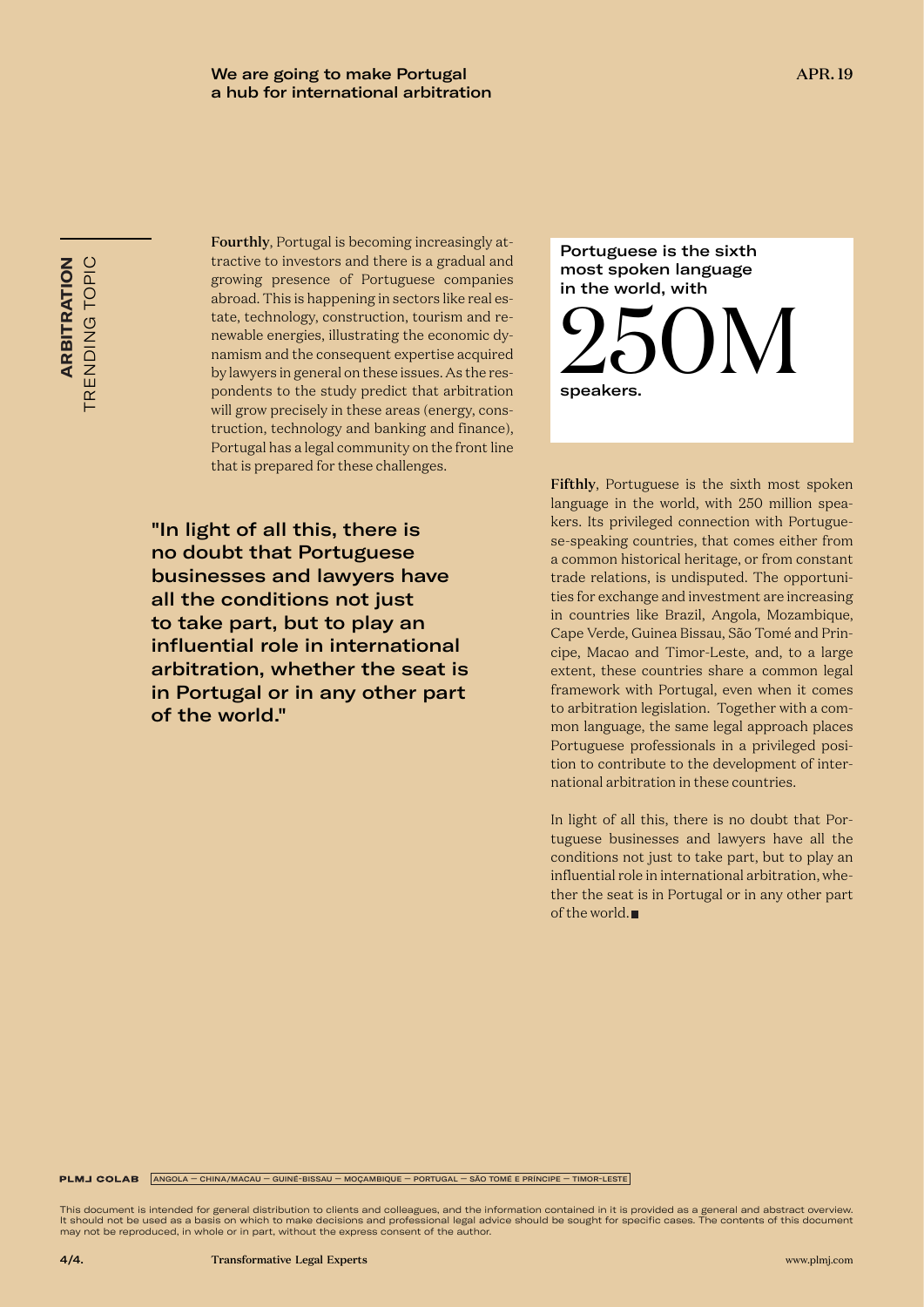**Fourthly**, Portugal is becoming increasingly attractive to investors and there is a gradual and growing presence of Portuguese companies abroad. This is happening in sectors like real estate, technology, construction, tourism and renewable energies, illustrating the economic dynamism and the consequent expertise acquired by lawyers in general on these issues. As the respondents to the study predict that arbitration will grow precisely in these areas (energy, construction, technology and banking and finance), Portugal has a legal community on the front line that is prepared for these challenges.

> "In light of all this, there is no doubt that Portuguese businesses and lawyers have all the conditions not just to take part, but to play an influential role in international arbitration, whether the seat is in Portugal or in any other part of the world."

Portuguese is the sixth most spoken language in the world, with

**250M**

speakers.

**Fifthly**, Portuguese is the sixth most spoken language in the world, with 250 million speakers. Its privileged connection with Portuguese-speaking countries, that comes either from a common historical heritage, or from constant trade relations, is undisputed. The opportunities for exchange and investment are increasing in countries like Brazil, Angola, Mozambique, Cape Verde, Guinea Bissau, São Tomé and Principe, Macao and Timor-Leste, and, to a large extent, these countries share a common legal framework with Portugal, even when it comes to arbitration legislation. Together with a common language, the same legal approach places Portuguese professionals in a privileged position to contribute to the development of international arbitration in these countries.

In light of all this, there is no doubt that Portuguese businesses and lawyers have all the conditions not just to take part, but to play an influential role in international arbitration, whether the seat is in Portugal or in any other part of the world. ■

**PLMJ COLAB** ANGOLA — CHINA/MACAU — GUINÉ-BISSAU — MOÇAMBIQUE — PORTUGAL — SÃO TOMÉ E PRÍNCIPE — TIMOR-LESTE

This document is intended for general distribution to clients and colleagues, and the information contained in it is provided as a general and abstract overview. It should not be used as a basis on which to make decisions and professional legal advice should be sought for specific cases. The contents of this document may not be reproduced, in whole or in part, without the express consent of the author.